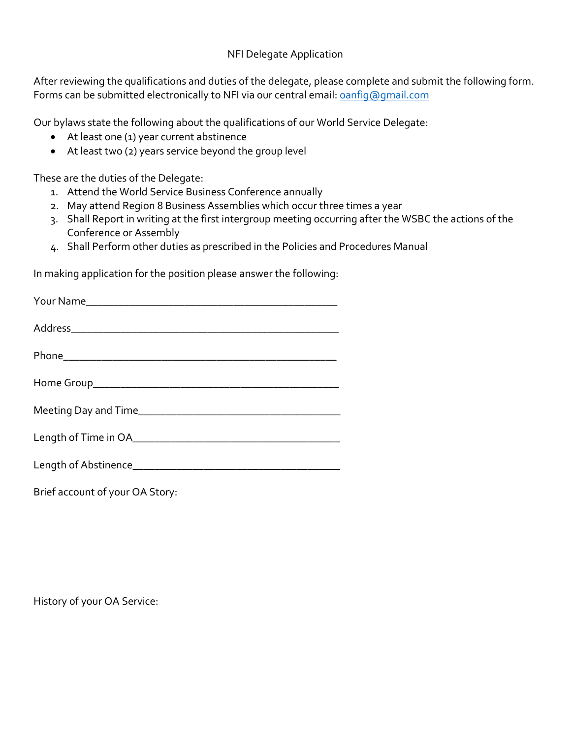# NFI Delegate Application

After reviewing the qualifications and duties of the delegate, please complete and submit the following form. Forms can be submitted electronically to NFI via our central email: [oanfig@gmail.com](mailto:oanfig@gmail.com)

Our bylaws state the following about the qualifications of our World Service Delegate:

- At least one (1) year current abstinence
- At least two (2) years service beyond the group level

These are the duties of the Delegate:

1. Attend the World Service Business Conference annually
2. May attend Region 8 Business Assemblies which occur three times a year
3. Shall Report in writing at the first intergroup meeting occurring after the WSBC the actions of the Conference or Assembly
4. Shall Perform other duties as prescribed in the Policies and Procedures Manual

In making application for the position please answer the following:

Your Name_______________________________________________

Address_________________________________________________

Phone___________________________________________________

Home Group_____________________________________________

Meeting Day and Time_____________________________________

Length of Time in OA______________________________________

Length of Abstinence______________________________________

Brief account of your OA Story:

History of your OA Service: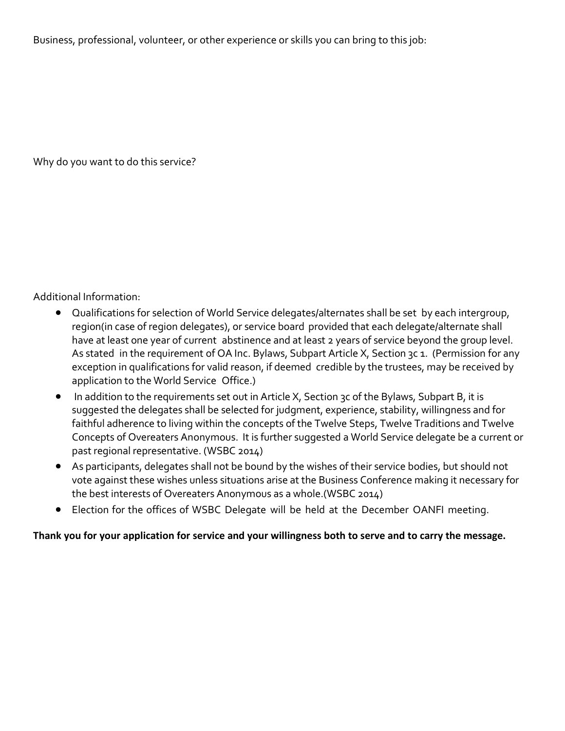Business, professional, volunteer, or other experience or skills you can bring to this job:

Why do you want to do this service?

Additional Information:

- Qualifications for selection of World Service delegates/alternates shall be set by each intergroup, region(in case of region delegates), or service board provided that each delegate/alternate shall have at least one year of current abstinence and at least 2 years of service beyond the group level. As stated in the requirement of OA Inc. Bylaws, Subpart Article X, Section 3c 1. (Permission for any exception in qualifications for valid reason, if deemed credible by the trustees, may be received by application to the World Service Office.)
- In addition to the requirements set out in Article X, Section 3c of the Bylaws, Subpart B, it is suggested the delegates shall be selected for judgment, experience, stability, willingness and for faithful adherence to living within the concepts of the Twelve Steps, Twelve Traditions and Twelve Concepts of Overeaters Anonymous. It is further suggested a World Service delegate be a current or past regional representative. (WSBC 2014)
- As participants, delegates shall not be bound by the wishes of their service bodies, but should not vote against these wishes unless situations arise at the Business Conference making it necessary for the best interests of Overeaters Anonymous as a whole.(WSBC 2014)
- Election for the offices of WSBC Delegate will be held at the December OANFI meeting.

**Thank you for your application for service and your willingness both to serve and to carry the message.**